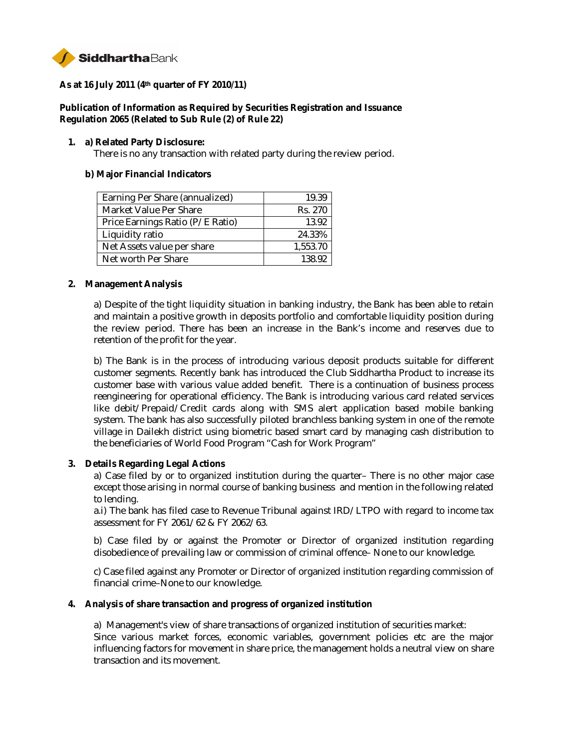Siddhartha Bank

**As at 16 July 2011 (4th quarter of FY 2010/11)**

**Publication of Information as Required by Securities Registration and Issuance Regulation 2065 (Related to Sub Rule (2) of Rule 22)**

1. **a) Related Party Disclosure:**
   There is no any transaction with related party during the review period.

   **b) Major Financial Indicators**

| | |
|---|---|
| Earning Per Share (annualized) | 19.39 |
| Market Value Per Share | Rs. 270 |
| Price Earnings Ratio (P/E Ratio) | 13.92 |
| Liquidity ratio | 24.33% |
| Net Assets value per share | 1,553.70 |
| Net worth Per Share | 138.92 |

2. **Management Analysis**

   a) Despite of the tight liquidity situation in banking industry, the Bank has been able to retain and maintain a positive growth in deposits portfolio and comfortable liquidity position during the review period. There has been an increase in the Bank's income and reserves due to retention of the profit for the year.

   b) The Bank is in the process of introducing various deposit products suitable for different customer segments. Recently bank has introduced the Club Siddhartha Product to increase its customer base with various value added benefit. There is a continuation of business process reengineering for operational efficiency. The Bank is introducing various card related services like debit/Prepaid/Credit cards along with SMS alert application based mobile banking system. The bank has also successfully piloted branchless banking system in one of the remote village in Dailekh district using biometric based smart card by managing cash distribution to the beneficiaries of World Food Program "Cash for Work Program"

3. **Details Regarding Legal Actions**

   a) Case filed by or to organized institution during the quarter– There is no other major case except those arising in normal course of banking business and mention in the following related to lending.
   a.i) The bank has filed case to Revenue Tribunal against IRD/LTPO with regard to income tax assessment for FY 2061/62 & FY 2062/63.

   b) Case filed by or against the Promoter or Director of organized institution regarding disobedience of prevailing law or commission of criminal offence– None to our knowledge.

   c) Case filed against any Promoter or Director of organized institution regarding commission of financial crime–None to our knowledge.

4. **Analysis of share transaction and progress of organized institution**

   a) Management's view of share transactions of organized institution of securities market:
   Since various market forces, economic variables, government policies etc are the major influencing factors for movement in share price, the management holds a neutral view on share transaction and its movement.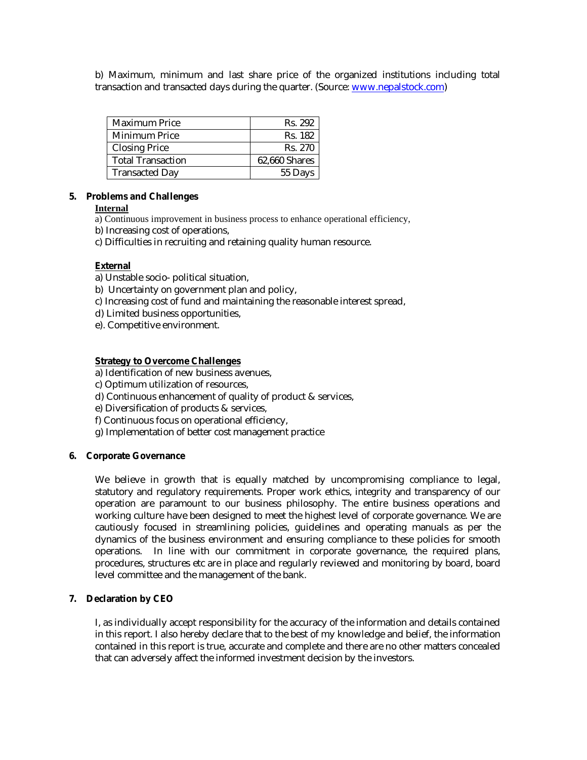b) Maximum, minimum and last share price of the organized institutions including total transaction and transacted days during the quarter. (Source: www.nepalstock.com)

| | |
|---|---|
| Maximum Price | Rs. 292 |
| Minimum Price | Rs. 182 |
| Closing Price | Rs. 270 |
| Total Transaction | 62,660 Shares |
| Transacted Day | 55 Days |

## 5. Problems and Challenges

**Internal**

a) Continuous improvement in business process to enhance operational efficiency,
b) Increasing cost of operations,
c) Difficulties in recruiting and retaining quality human resource.

**External**

a) Unstable socio- political situation,
b) Uncertainty on government plan and policy,
c) Increasing cost of fund and maintaining the reasonable interest spread,
d) Limited business opportunities,
e). Competitive environment.

**Strategy to Overcome Challenges**

a) Identification of new business avenues,
c) Optimum utilization of resources,
d) Continuous enhancement of quality of product & services,
e) Diversification of products & services,
f) Continuous focus on operational efficiency,
g) Implementation of better cost management practice

## 6. Corporate Governance

We believe in growth that is equally matched by uncompromising compliance to legal, statutory and regulatory requirements. Proper work ethics, integrity and transparency of our operation are paramount to our business philosophy. The entire business operations and working culture have been designed to meet the highest level of corporate governance. We are cautiously focused in streamlining policies, guidelines and operating manuals as per the dynamics of the business environment and ensuring compliance to these policies for smooth operations. In line with our commitment in corporate governance, the required plans, procedures, structures etc are in place and regularly reviewed and monitoring by board, board level committee and the management of the bank.

## 7. Declaration by CEO

I, as individually accept responsibility for the accuracy of the information and details contained in this report. I also hereby declare that to the best of my knowledge and belief, the information contained in this report is true, accurate and complete and there are no other matters concealed that can adversely affect the informed investment decision by the investors.